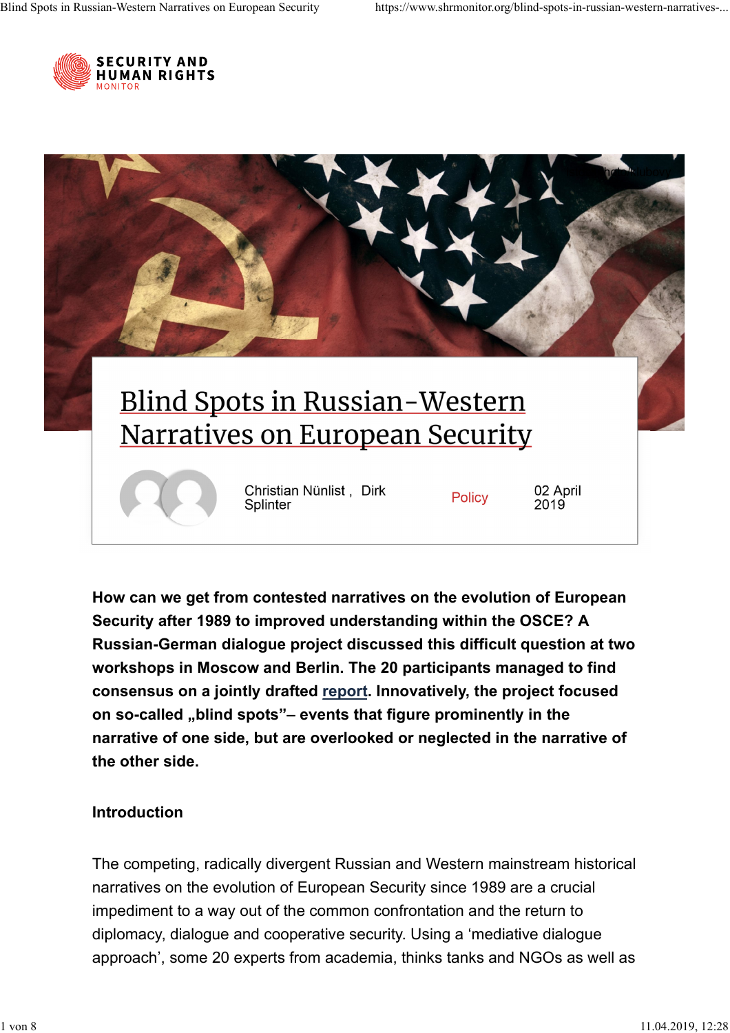SECURITY AND HUMAN RIGHTS MONITOR

# Blind Spots in Russian-Western Narratives on European Security

Christian Nünlist , Dirk Splinter

Policy

02 April 2019

**How can we get from contested narratives on the evolution of European Security after 1989 to improved understanding within the OSCE? A Russian-German dialogue project discussed this difficult question at two workshops in Moscow and Berlin. The 20 participants managed to find consensus on a jointly drafted report. Innovatively, the project focused on so-called „blind spots"– events that figure prominently in the narrative of one side, but are overlooked or neglected in the narrative of the other side.**

## Introduction

The competing, radically divergent Russian and Western mainstream historical narratives on the evolution of European Security since 1989 are a crucial impediment to a way out of the common confrontation and the return to diplomacy, dialogue and cooperative security. Using a 'mediative dialogue approach', some 20 experts from academia, thinks tanks and NGOs as well as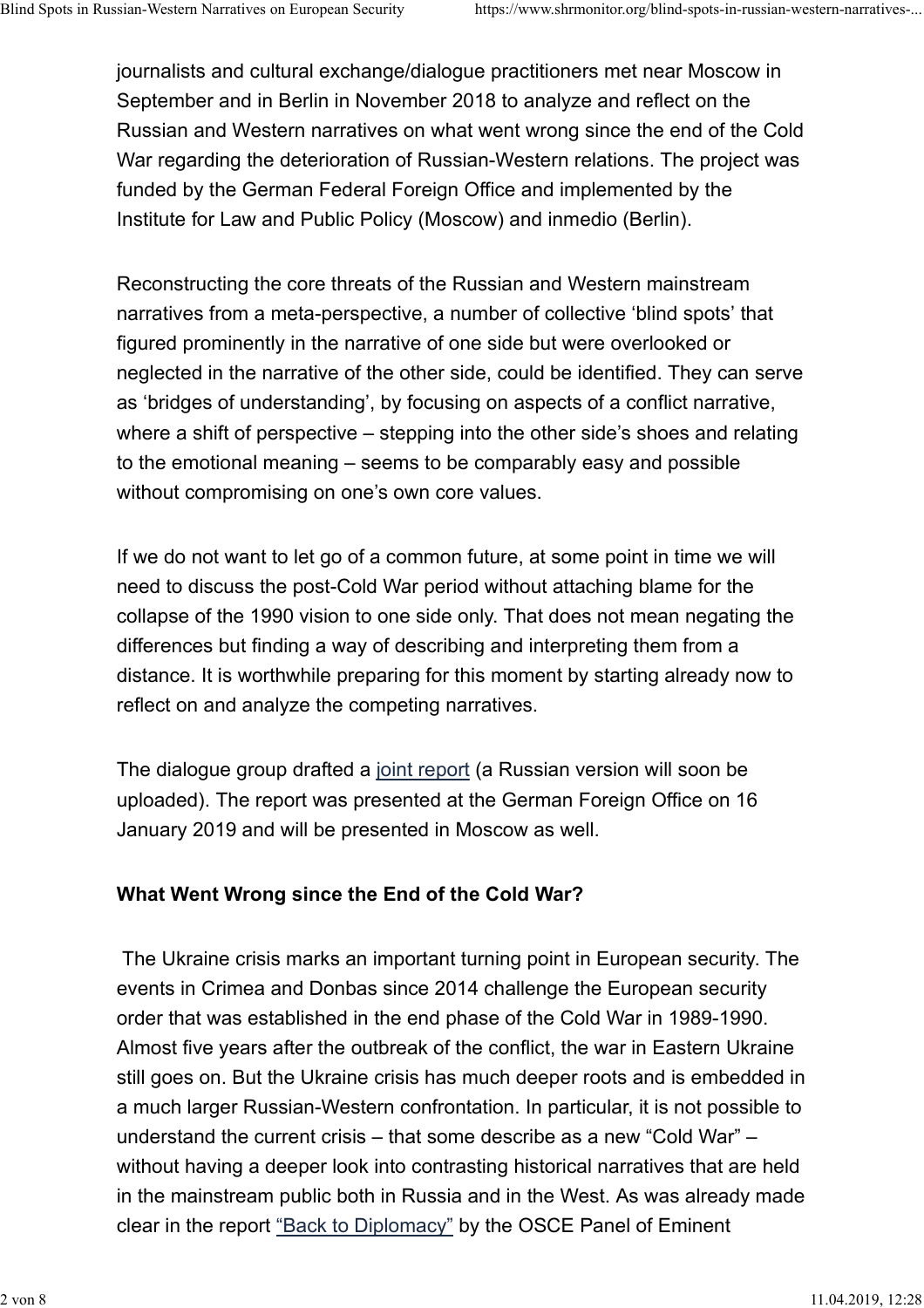journalists and cultural exchange/dialogue practitioners met near Moscow in September and in Berlin in November 2018 to analyze and reflect on the Russian and Western narratives on what went wrong since the end of the Cold War regarding the deterioration of Russian-Western relations. The project was funded by the German Federal Foreign Office and implemented by the Institute for Law and Public Policy (Moscow) and inmedio (Berlin).

Reconstructing the core threats of the Russian and Western mainstream narratives from a meta-perspective, a number of collective 'blind spots' that figured prominently in the narrative of one side but were overlooked or neglected in the narrative of the other side, could be identified. They can serve as 'bridges of understanding', by focusing on aspects of a conflict narrative, where a shift of perspective – stepping into the other side's shoes and relating to the emotional meaning – seems to be comparably easy and possible without compromising on one's own core values.

If we do not want to let go of a common future, at some point in time we will need to discuss the post-Cold War period without attaching blame for the collapse of the 1990 vision to one side only. That does not mean negating the differences but finding a way of describing and interpreting them from a distance. It is worthwhile preparing for this moment by starting already now to reflect on and analyze the competing narratives.

The dialogue group drafted a joint report (a Russian version will soon be uploaded). The report was presented at the German Foreign Office on 16 January 2019 and will be presented in Moscow as well.

**What Went Wrong since the End of the Cold War?**

The Ukraine crisis marks an important turning point in European security. The events in Crimea and Donbas since 2014 challenge the European security order that was established in the end phase of the Cold War in 1989-1990. Almost five years after the outbreak of the conflict, the war in Eastern Ukraine still goes on. But the Ukraine crisis has much deeper roots and is embedded in a much larger Russian-Western confrontation. In particular, it is not possible to understand the current crisis – that some describe as a new "Cold War" – without having a deeper look into contrasting historical narratives that are held in the mainstream public both in Russia and in the West. As was already made clear in the report "Back to Diplomacy" by the OSCE Panel of Eminent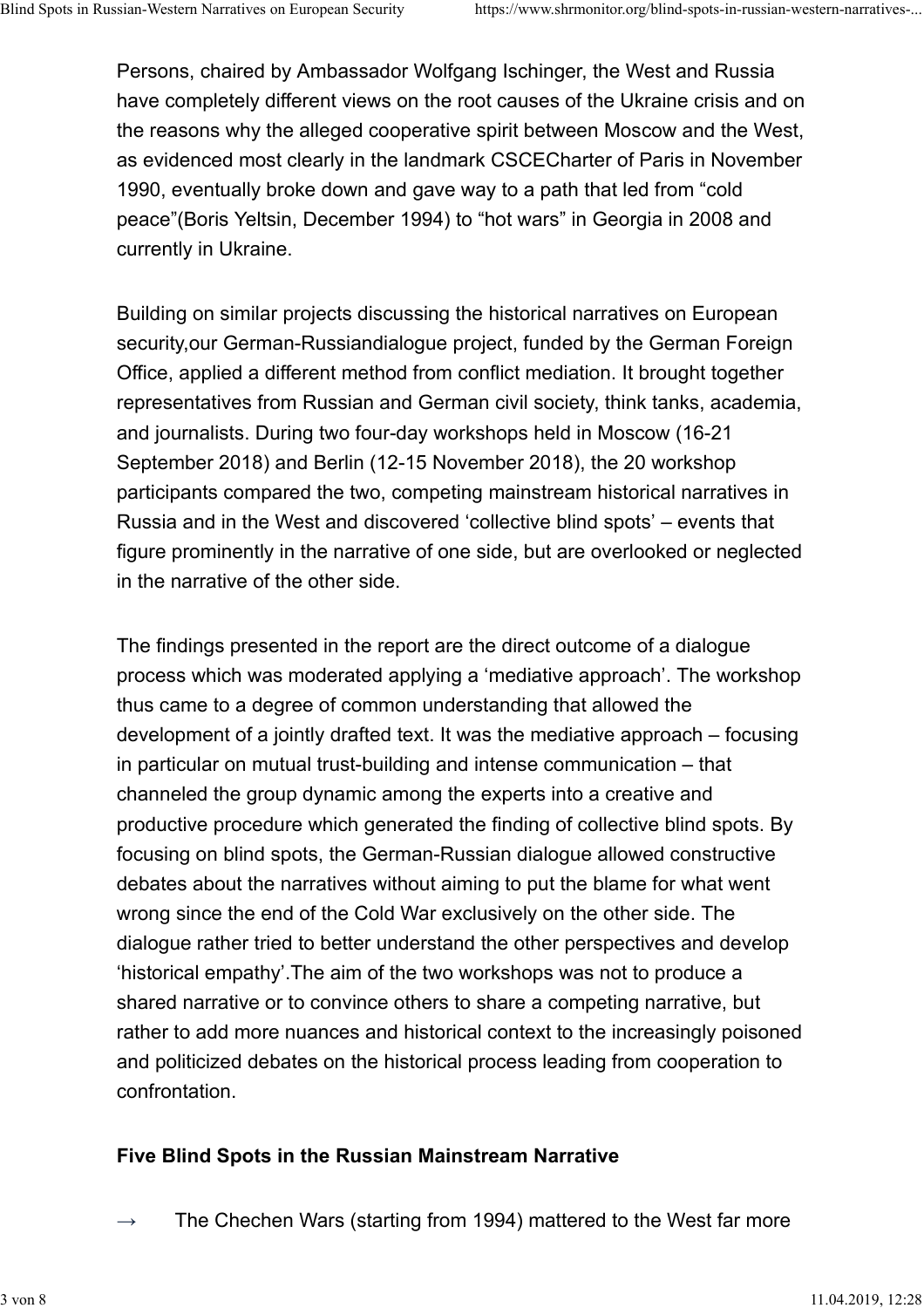Persons, chaired by Ambassador Wolfgang Ischinger, the West and Russia have completely different views on the root causes of the Ukraine crisis and on the reasons why the alleged cooperative spirit between Moscow and the West, as evidenced most clearly in the landmark CSCECharter of Paris in November 1990, eventually broke down and gave way to a path that led from “cold peace”(Boris Yeltsin, December 1994) to “hot wars” in Georgia in 2008 and currently in Ukraine.

Building on similar projects discussing the historical narratives on European security,our German-Russiandialogue project, funded by the German Foreign Office, applied a different method from conflict mediation. It brought together representatives from Russian and German civil society, think tanks, academia, and journalists. During two four-day workshops held in Moscow (16-21 September 2018) and Berlin (12-15 November 2018), the 20 workshop participants compared the two, competing mainstream historical narratives in Russia and in the West and discovered ‘collective blind spots’ – events that figure prominently in the narrative of one side, but are overlooked or neglected in the narrative of the other side.

The findings presented in the report are the direct outcome of a dialogue process which was moderated applying a ‘mediative approach’. The workshop thus came to a degree of common understanding that allowed the development of a jointly drafted text. It was the mediative approach – focusing in particular on mutual trust-building and intense communication – that channeled the group dynamic among the experts into a creative and productive procedure which generated the finding of collective blind spots. By focusing on blind spots, the German-Russian dialogue allowed constructive debates about the narratives without aiming to put the blame for what went wrong since the end of the Cold War exclusively on the other side. The dialogue rather tried to better understand the other perspectives and develop ‘historical empathy’.The aim of the two workshops was not to produce a shared narrative or to convince others to share a competing narrative, but rather to add more nuances and historical context to the increasingly poisoned and politicized debates on the historical process leading from cooperation to confrontation.

**Five Blind Spots in the Russian Mainstream Narrative**

→ The Chechen Wars (starting from 1994) mattered to the West far more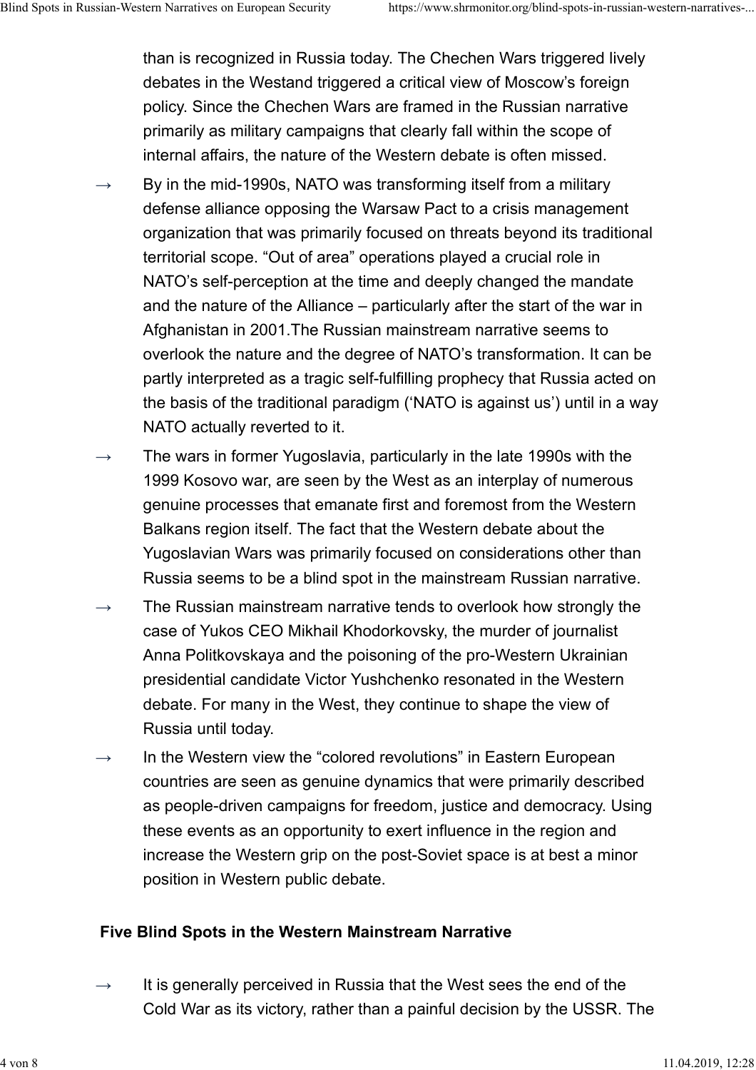than is recognized in Russia today. The Chechen Wars triggered lively debates in the Westand triggered a critical view of Moscow's foreign policy. Since the Chechen Wars are framed in the Russian narrative primarily as military campaigns that clearly fall within the scope of internal affairs, the nature of the Western debate is often missed.

→ By in the mid-1990s, NATO was transforming itself from a military defense alliance opposing the Warsaw Pact to a crisis management organization that was primarily focused on threats beyond its traditional territorial scope. "Out of area" operations played a crucial role in NATO's self-perception at the time and deeply changed the mandate and the nature of the Alliance – particularly after the start of the war in Afghanistan in 2001.The Russian mainstream narrative seems to overlook the nature and the degree of NATO's transformation. It can be partly interpreted as a tragic self-fulfilling prophecy that Russia acted on the basis of the traditional paradigm ('NATO is against us') until in a way NATO actually reverted to it.

→ The wars in former Yugoslavia, particularly in the late 1990s with the 1999 Kosovo war, are seen by the West as an interplay of numerous genuine processes that emanate first and foremost from the Western Balkans region itself. The fact that the Western debate about the Yugoslavian Wars was primarily focused on considerations other than Russia seems to be a blind spot in the mainstream Russian narrative.

→ The Russian mainstream narrative tends to overlook how strongly the case of Yukos CEO Mikhail Khodorkovsky, the murder of journalist Anna Politkovskaya and the poisoning of the pro-Western Ukrainian presidential candidate Victor Yushchenko resonated in the Western debate. For many in the West, they continue to shape the view of Russia until today.

→ In the Western view the "colored revolutions" in Eastern European countries are seen as genuine dynamics that were primarily described as people-driven campaigns for freedom, justice and democracy. Using these events as an opportunity to exert influence in the region and increase the Western grip on the post-Soviet space is at best a minor position in Western public debate.

**Five Blind Spots in the Western Mainstream Narrative**

→ It is generally perceived in Russia that the West sees the end of the Cold War as its victory, rather than a painful decision by the USSR. The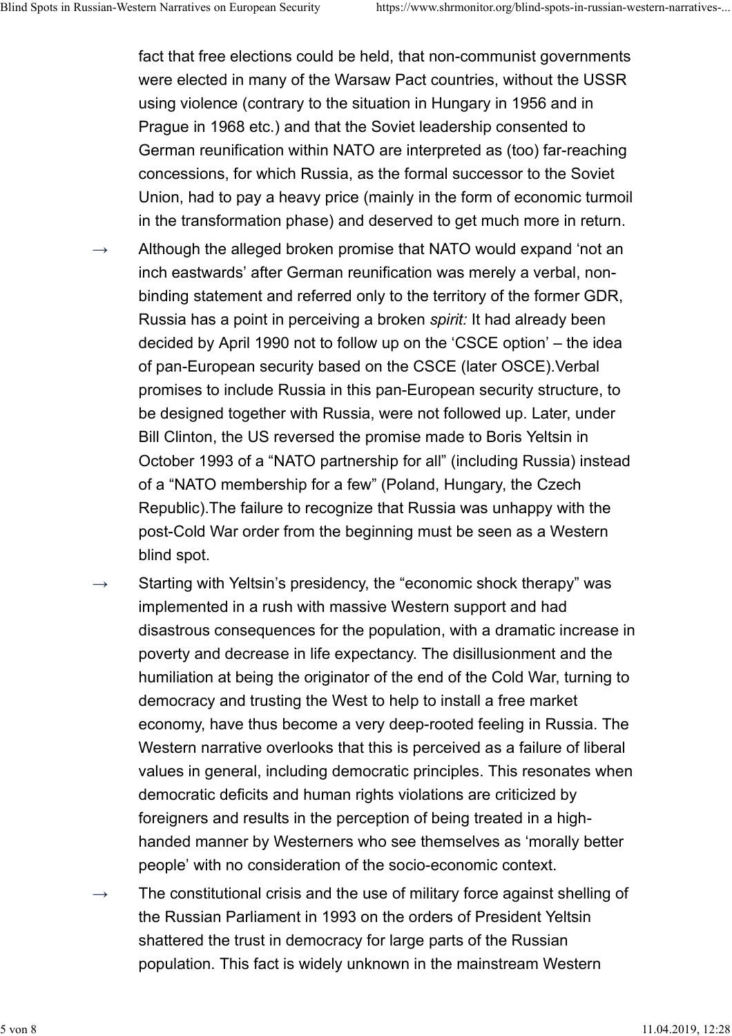fact that free elections could be held, that non-communist governments were elected in many of the Warsaw Pact countries, without the USSR using violence (contrary to the situation in Hungary in 1956 and in Prague in 1968 etc.) and that the Soviet leadership consented to German reunification within NATO are interpreted as (too) far-reaching concessions, for which Russia, as the formal successor to the Soviet Union, had to pay a heavy price (mainly in the form of economic turmoil in the transformation phase) and deserved to get much more in return.

→ Although the alleged broken promise that NATO would expand 'not an inch eastwards' after German reunification was merely a verbal, non-binding statement and referred only to the territory of the former GDR, Russia has a point in perceiving a broken *spirit:* It had already been decided by April 1990 not to follow up on the 'CSCE option' – the idea of pan-European security based on the CSCE (later OSCE).Verbal promises to include Russia in this pan-European security structure, to be designed together with Russia, were not followed up. Later, under Bill Clinton, the US reversed the promise made to Boris Yeltsin in October 1993 of a "NATO partnership for all" (including Russia) instead of a "NATO membership for a few" (Poland, Hungary, the Czech Republic).The failure to recognize that Russia was unhappy with the post-Cold War order from the beginning must be seen as a Western blind spot.

→ Starting with Yeltsin's presidency, the "economic shock therapy" was implemented in a rush with massive Western support and had disastrous consequences for the population, with a dramatic increase in poverty and decrease in life expectancy. The disillusionment and the humiliation at being the originator of the end of the Cold War, turning to democracy and trusting the West to help to install a free market economy, have thus become a very deep-rooted feeling in Russia. The Western narrative overlooks that this is perceived as a failure of liberal values in general, including democratic principles. This resonates when democratic deficits and human rights violations are criticized by foreigners and results in the perception of being treated in a high-handed manner by Westerners who see themselves as 'morally better people' with no consideration of the socio-economic context.

→ The constitutional crisis and the use of military force against shelling of the Russian Parliament in 1993 on the orders of President Yeltsin shattered the trust in democracy for large parts of the Russian population. This fact is widely unknown in the mainstream Western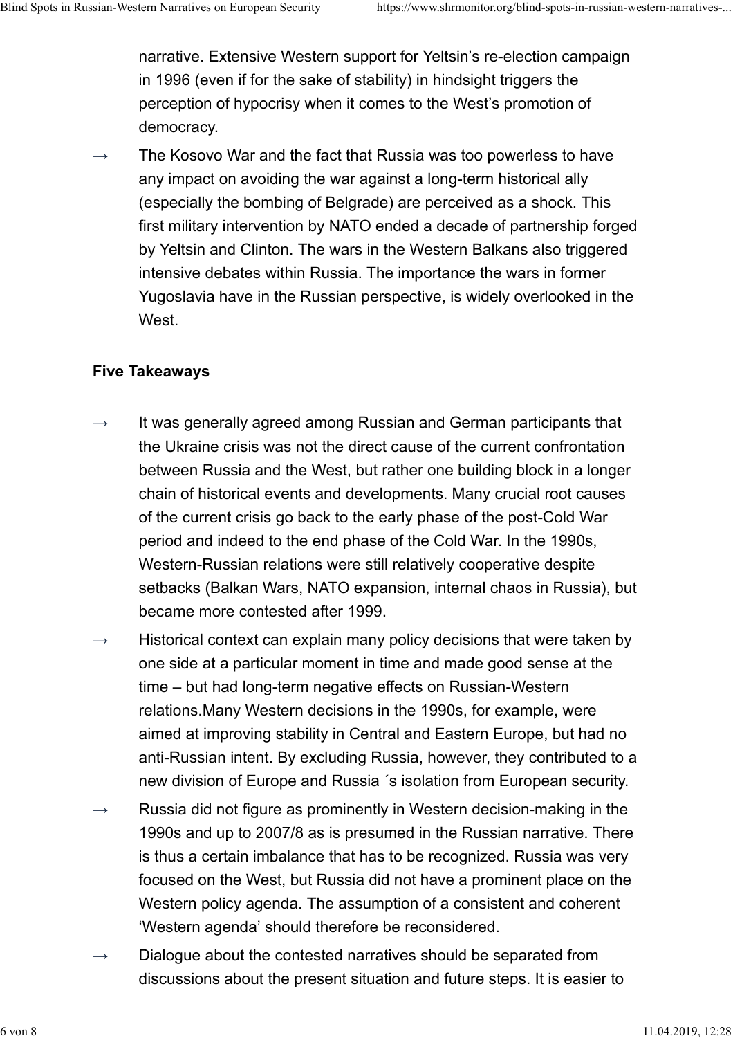narrative. Extensive Western support for Yeltsin's re-election campaign in 1996 (even if for the sake of stability) in hindsight triggers the perception of hypocrisy when it comes to the West's promotion of democracy.

→ The Kosovo War and the fact that Russia was too powerless to have any impact on avoiding the war against a long-term historical ally (especially the bombing of Belgrade) are perceived as a shock. This first military intervention by NATO ended a decade of partnership forged by Yeltsin and Clinton. The wars in the Western Balkans also triggered intensive debates within Russia. The importance the wars in former Yugoslavia have in the Russian perspective, is widely overlooked in the West.

**Five Takeaways**

→ It was generally agreed among Russian and German participants that the Ukraine crisis was not the direct cause of the current confrontation between Russia and the West, but rather one building block in a longer chain of historical events and developments. Many crucial root causes of the current crisis go back to the early phase of the post-Cold War period and indeed to the end phase of the Cold War. In the 1990s, Western-Russian relations were still relatively cooperative despite setbacks (Balkan Wars, NATO expansion, internal chaos in Russia), but became more contested after 1999.

→ Historical context can explain many policy decisions that were taken by one side at a particular moment in time and made good sense at the time – but had long-term negative effects on Russian-Western relations.Many Western decisions in the 1990s, for example, were aimed at improving stability in Central and Eastern Europe, but had no anti-Russian intent. By excluding Russia, however, they contributed to a new division of Europe and Russia ´s isolation from European security.

→ Russia did not figure as prominently in Western decision-making in the 1990s and up to 2007/8 as is presumed in the Russian narrative. There is thus a certain imbalance that has to be recognized. Russia was very focused on the West, but Russia did not have a prominent place on the Western policy agenda. The assumption of a consistent and coherent 'Western agenda' should therefore be reconsidered.

→ Dialogue about the contested narratives should be separated from discussions about the present situation and future steps. It is easier to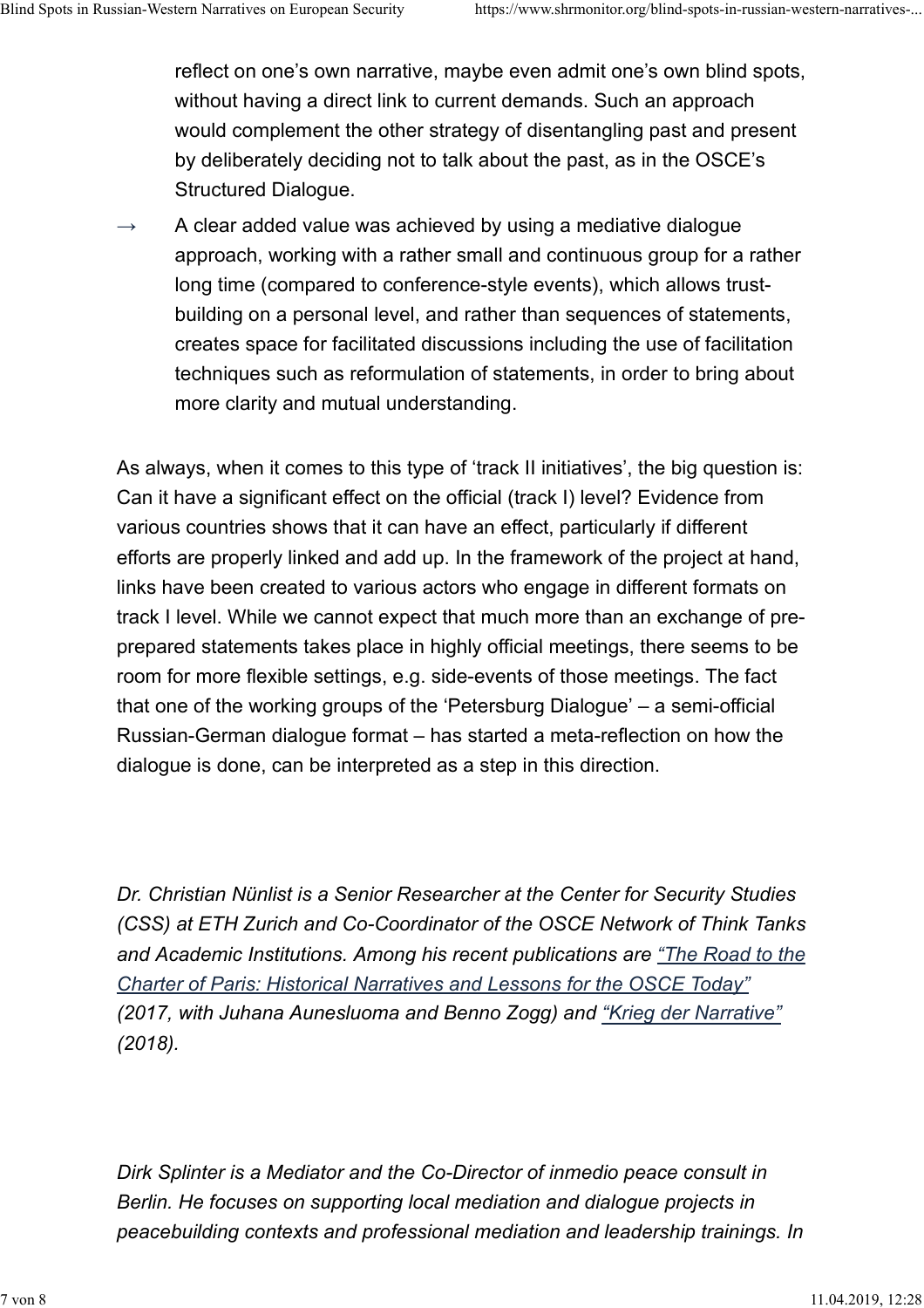reflect on one's own narrative, maybe even admit one's own blind spots, without having a direct link to current demands. Such an approach would complement the other strategy of disentangling past and present by deliberately deciding not to talk about the past, as in the OSCE's Structured Dialogue.

→ A clear added value was achieved by using a mediative dialogue approach, working with a rather small and continuous group for a rather long time (compared to conference-style events), which allows trust-building on a personal level, and rather than sequences of statements, creates space for facilitated discussions including the use of facilitation techniques such as reformulation of statements, in order to bring about more clarity and mutual understanding.

As always, when it comes to this type of 'track II initiatives', the big question is: Can it have a significant effect on the official (track I) level? Evidence from various countries shows that it can have an effect, particularly if different efforts are properly linked and add up. In the framework of the project at hand, links have been created to various actors who engage in different formats on track I level. While we cannot expect that much more than an exchange of pre-prepared statements takes place in highly official meetings, there seems to be room for more flexible settings, e.g. side-events of those meetings. The fact that one of the working groups of the 'Petersburg Dialogue' – a semi-official Russian-German dialogue format – has started a meta-reflection on how the dialogue is done, can be interpreted as a step in this direction.

*Dr. Christian Nünlist is a Senior Researcher at the Center for Security Studies (CSS) at ETH Zurich and Co-Coordinator of the OSCE Network of Think Tanks and Academic Institutions. Among his recent publications are "The Road to the Charter of Paris: Historical Narratives and Lessons for the OSCE Today" (2017, with Juhana Aunesluoma and Benno Zogg) and "Krieg der Narrative" (2018).*

*Dirk Splinter is a Mediator and the Co-Director of inmedio peace consult in Berlin. He focuses on supporting local mediation and dialogue projects in peacebuilding contexts and professional mediation and leadership trainings. In*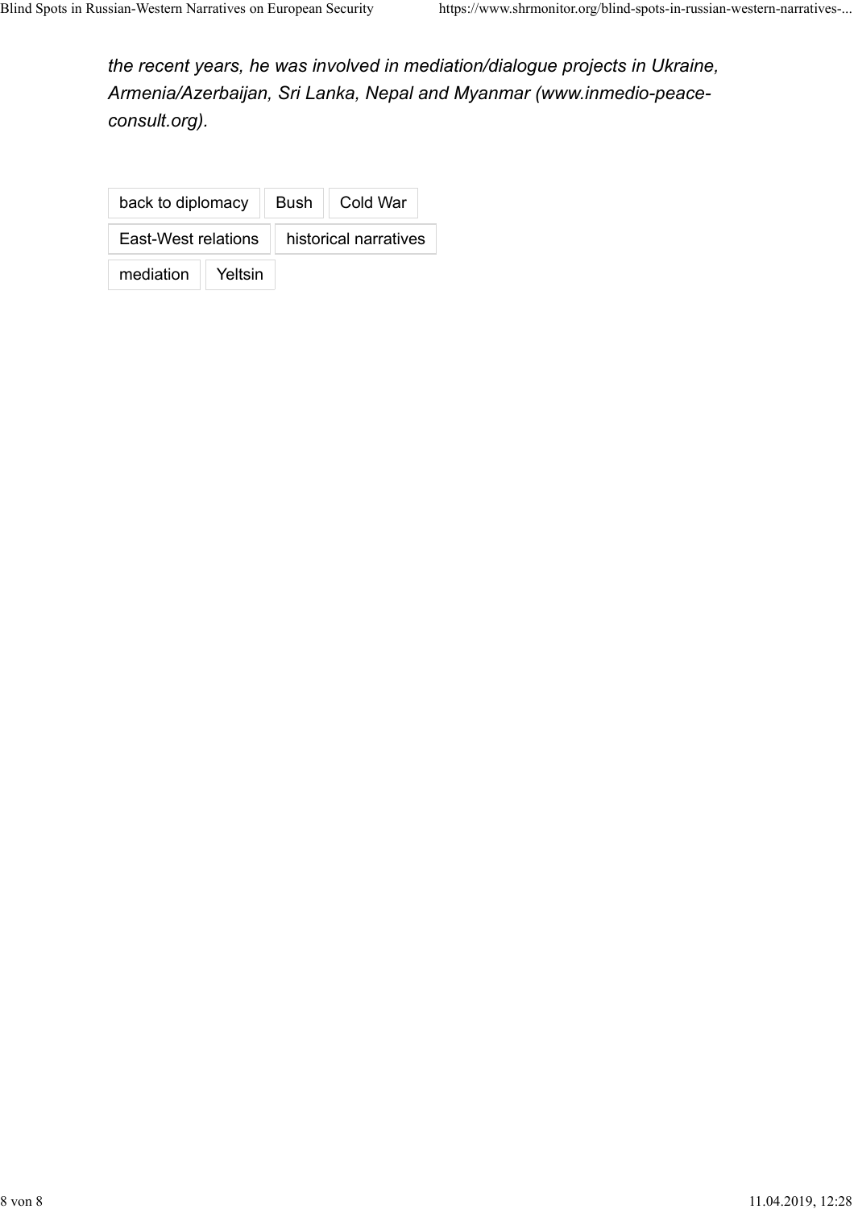*the recent years, he was involved in mediation/dialogue projects in Ukraine, Armenia/Azerbaijan, Sri Lanka, Nepal and Myanmar (www.inmedio-peace-consult.org).*

back to diplomacy | Bush | Cold War | East-West relations | historical narratives | mediation | Yeltsin